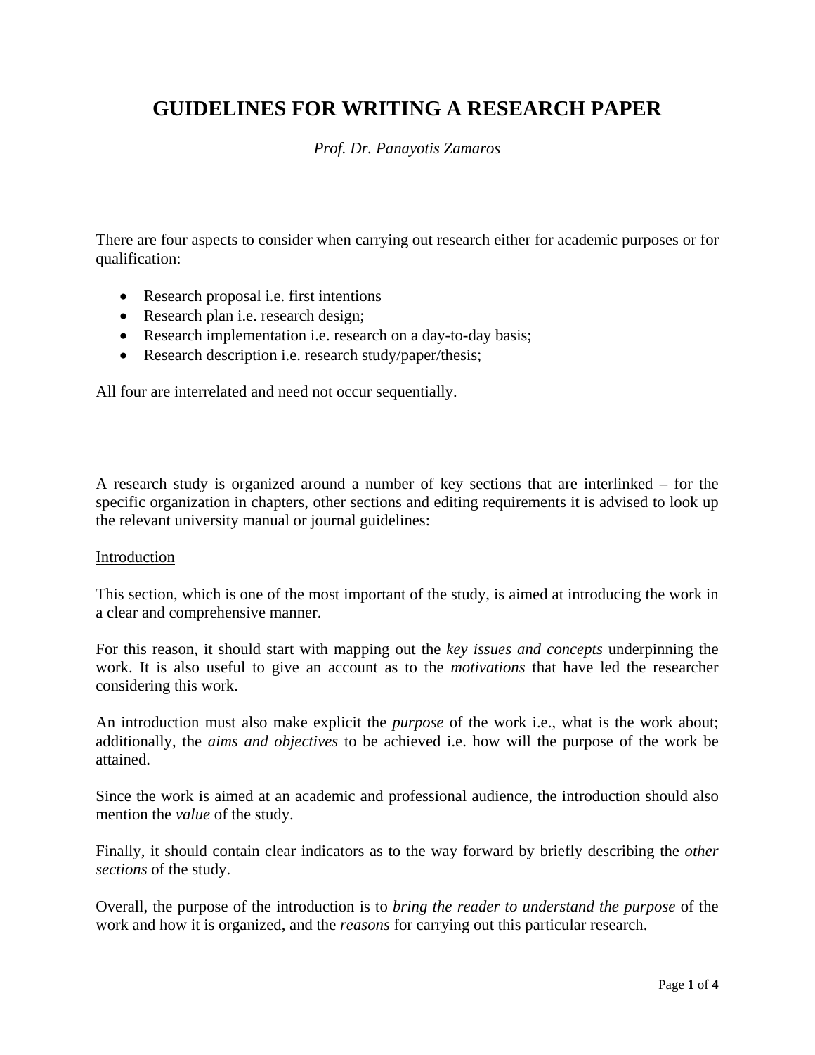# GUIDELINES FOR WRITING A RESEARCH PAPER

*Prof. Dr. Panayotis Zamaros*

There are four aspects to consider when carrying out research either for academic purposes or for qualification:

- Research proposal i.e. first intentions
- Research plan i.e. research design;
- Research implementation i.e. research on a day-to-day basis;
- Research description i.e. research study/paper/thesis;

All four are interrelated and need not occur sequentially.

A research study is organized around a number of key sections that are interlinked – for the specific organization in chapters, other sections and editing requirements it is advised to look up the relevant university manual or journal guidelines:

<u>Introduction</u>

This section, which is one of the most important of the study, is aimed at introducing the work in a clear and comprehensive manner.

For this reason, it should start with mapping out the *key issues and concepts* underpinning the work. It is also useful to give an account as to the *motivations* that have led the researcher considering this work.

An introduction must also make explicit the *purpose* of the work i.e., what is the work about; additionally, the *aims and objectives* to be achieved i.e. how will the purpose of the work be attained.

Since the work is aimed at an academic and professional audience, the introduction should also mention the *value* of the study.

Finally, it should contain clear indicators as to the way forward by briefly describing the *other sections* of the study.

Overall, the purpose of the introduction is to *bring the reader to understand the purpose* of the work and how it is organized, and the *reasons* for carrying out this particular research.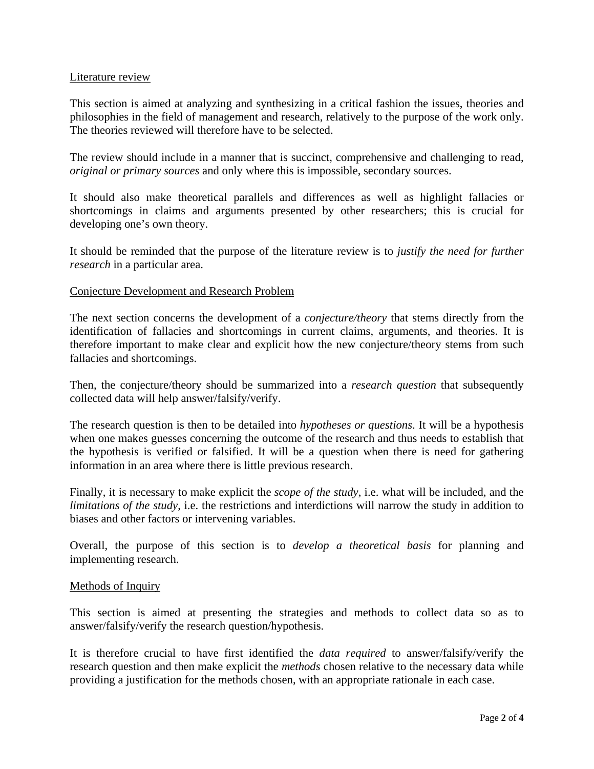## Literature review

This section is aimed at analyzing and synthesizing in a critical fashion the issues, theories and philosophies in the field of management and research, relatively to the purpose of the work only. The theories reviewed will therefore have to be selected.

The review should include in a manner that is succinct, comprehensive and challenging to read, *original or primary sources* and only where this is impossible, secondary sources.

It should also make theoretical parallels and differences as well as highlight fallacies or shortcomings in claims and arguments presented by other researchers; this is crucial for developing one's own theory.

It should be reminded that the purpose of the literature review is to *justify the need for further research* in a particular area.

## Conjecture Development and Research Problem

The next section concerns the development of a *conjecture/theory* that stems directly from the identification of fallacies and shortcomings in current claims, arguments, and theories. It is therefore important to make clear and explicit how the new conjecture/theory stems from such fallacies and shortcomings.

Then, the conjecture/theory should be summarized into a *research question* that subsequently collected data will help answer/falsify/verify.

The research question is then to be detailed into *hypotheses or questions*. It will be a hypothesis when one makes guesses concerning the outcome of the research and thus needs to establish that the hypothesis is verified or falsified. It will be a question when there is need for gathering information in an area where there is little previous research.

Finally, it is necessary to make explicit the *scope of the study*, i.e. what will be included, and the *limitations of the study*, i.e. the restrictions and interdictions will narrow the study in addition to biases and other factors or intervening variables.

Overall, the purpose of this section is to *develop a theoretical basis* for planning and implementing research.

## Methods of Inquiry

This section is aimed at presenting the strategies and methods to collect data so as to answer/falsify/verify the research question/hypothesis.

It is therefore crucial to have first identified the *data required* to answer/falsify/verify the research question and then make explicit the *methods* chosen relative to the necessary data while providing a justification for the methods chosen, with an appropriate rationale in each case.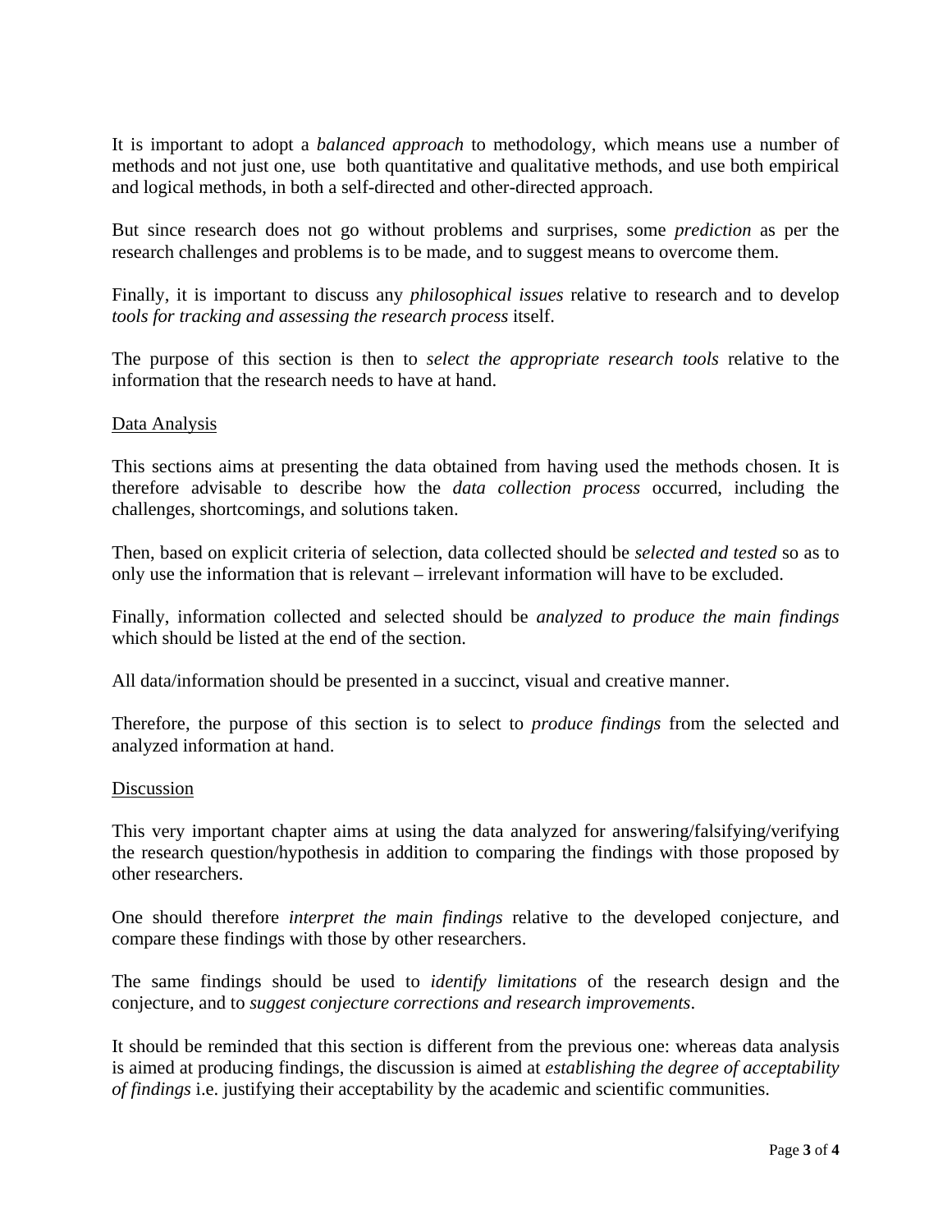It is important to adopt a *balanced approach* to methodology, which means use a number of methods and not just one, use both quantitative and qualitative methods, and use both empirical and logical methods, in both a self-directed and other-directed approach.

But since research does not go without problems and surprises, some *prediction* as per the research challenges and problems is to be made, and to suggest means to overcome them.

Finally, it is important to discuss any *philosophical issues* relative to research and to develop *tools for tracking and assessing the research process* itself.

The purpose of this section is then to *select the appropriate research tools* relative to the information that the research needs to have at hand.

<u>Data Analysis</u>

This sections aims at presenting the data obtained from having used the methods chosen. It is therefore advisable to describe how the *data collection process* occurred, including the challenges, shortcomings, and solutions taken.

Then, based on explicit criteria of selection, data collected should be *selected and tested* so as to only use the information that is relevant – irrelevant information will have to be excluded.

Finally, information collected and selected should be *analyzed to produce the main findings* which should be listed at the end of the section.

All data/information should be presented in a succinct, visual and creative manner.

Therefore, the purpose of this section is to select to *produce findings* from the selected and analyzed information at hand.

<u>Discussion</u>

This very important chapter aims at using the data analyzed for answering/falsifying/verifying the research question/hypothesis in addition to comparing the findings with those proposed by other researchers.

One should therefore *interpret the main findings* relative to the developed conjecture, and compare these findings with those by other researchers.

The same findings should be used to *identify limitations* of the research design and the conjecture, and to *suggest conjecture corrections and research improvements*.

It should be reminded that this section is different from the previous one: whereas data analysis is aimed at producing findings, the discussion is aimed at *establishing the degree of acceptability of findings* i.e. justifying their acceptability by the academic and scientific communities.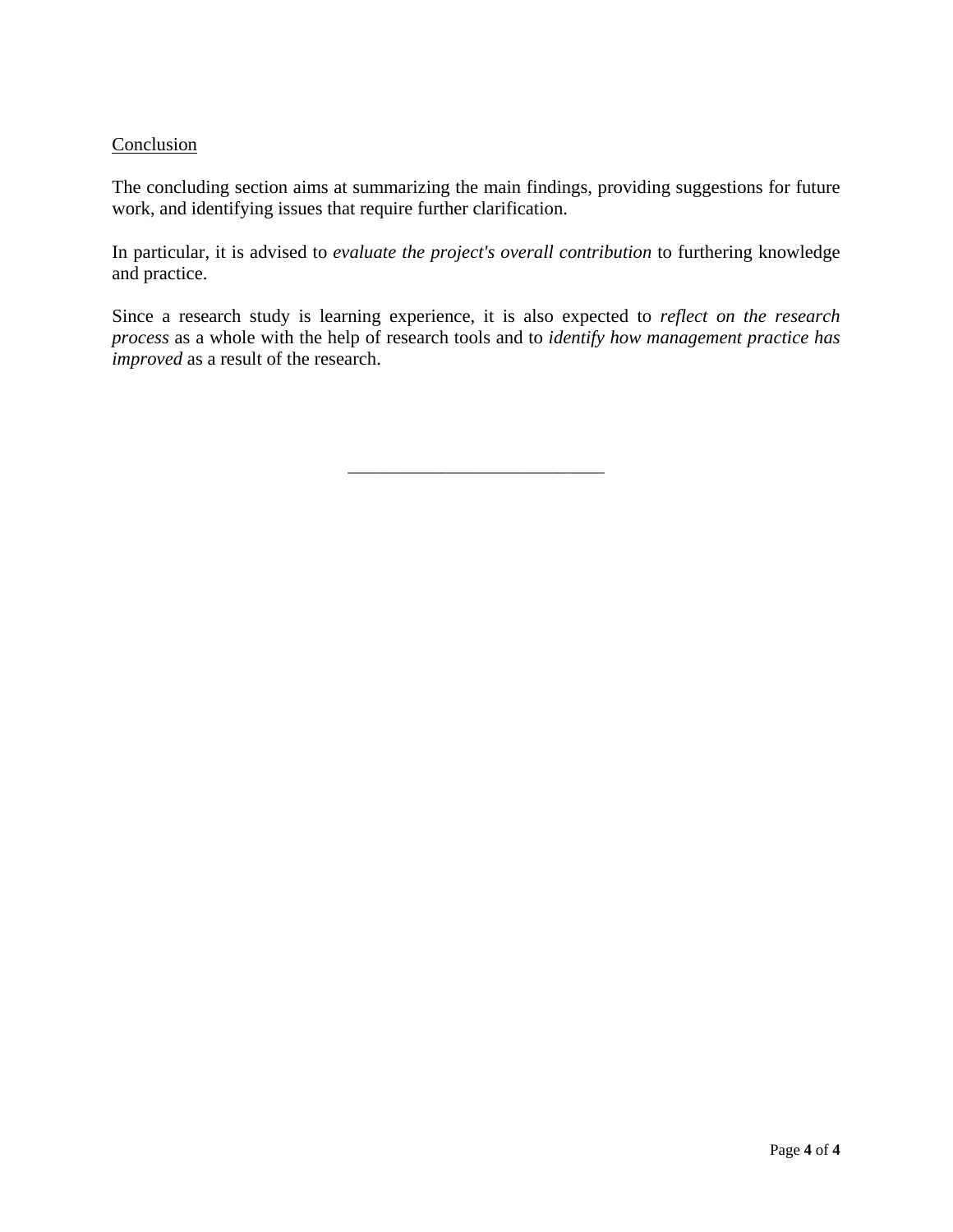<u>Conclusion</u>

The concluding section aims at summarizing the main findings, providing suggestions for future work, and identifying issues that require further clarification.

In particular, it is advised to *evaluate the project's overall contribution* to furthering knowledge and practice.

Since a research study is learning experience, it is also expected to *reflect on the research process* as a whole with the help of research tools and to *identify how management practice has improved* as a result of the research.

---